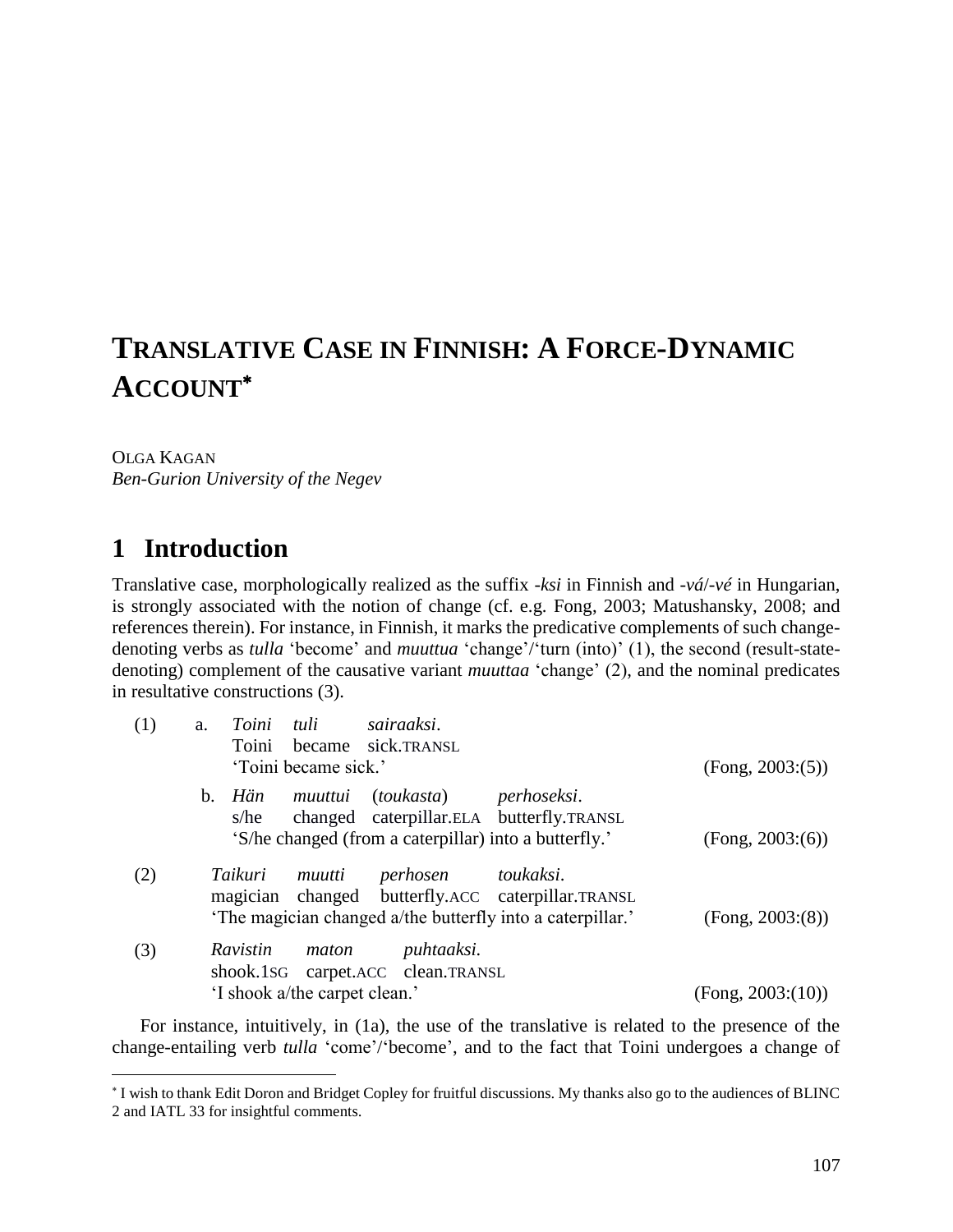# TRANSLATIVE CASE IN FINNISH: A FORCE-DYNAMIC ACCOUNT*

OLGA KAGAN
*Ben-Gurion University of the Negev*

## 1 Introduction

Translative case, morphologically realized as the suffix *-ksi* in Finnish and *-vá*/*-vé* in Hungarian, is strongly associated with the notion of change (cf. e.g. Fong, 2003; Matushansky, 2008; and references therein). For instance, in Finnish, it marks the predicative complements of such change-denoting verbs as *tulla* 'become' and *muuttua* 'change'/'turn (into)' (1), the second (result-state-denoting) complement of the causative variant *muuttaa* 'change' (2), and the nominal predicates in resultative constructions (3).

(1) a. *Toini tuli sairaaksi.*
Toini became sick.TRANSL
'Toini became sick.' (Fong, 2003:(5))

b. *Hän muuttui (toukasta) perhoseksi.*
s/he changed caterpillar.ELA butterfly.TRANSL
'S/he changed (from a caterpillar) into a butterfly.' (Fong, 2003:(6))

(2) *Taikuri muutti perhosen toukaksi.*
magician changed butterfly.ACC caterpillar.TRANSL
'The magician changed a/the butterfly into a caterpillar.' (Fong, 2003:(8))

(3) *Ravistin maton puhtaaksi.*
shook.1SG carpet.ACC clean.TRANSL
'I shook a/the carpet clean.' (Fong, 2003:(10))

For instance, intuitively, in (1a), the use of the translative is related to the presence of the change-entailing verb *tulla* 'come'/'become', and to the fact that Toini undergoes a change of

---

* I wish to thank Edit Doron and Bridget Copley for fruitful discussions. My thanks also go to the audiences of BLINC 2 and IATL 33 for insightful comments.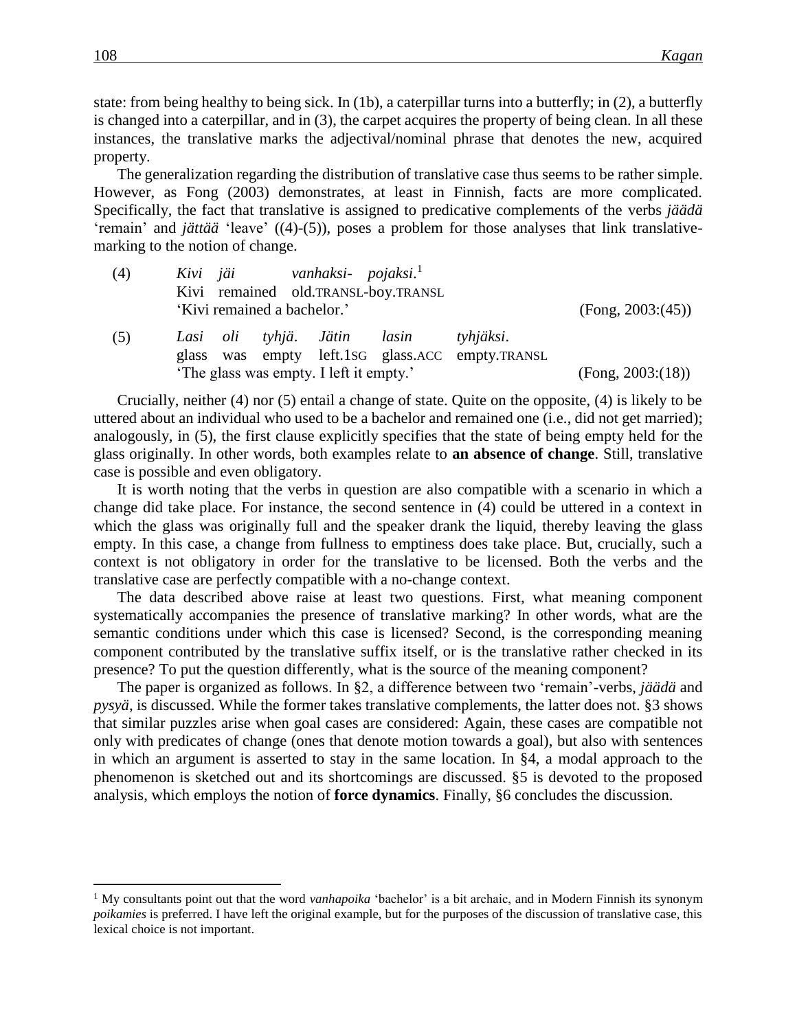state: from being healthy to being sick. In (1b), a caterpillar turns into a butterfly; in (2), a butterfly is changed into a caterpillar, and in (3), the carpet acquires the property of being clean. In all these instances, the translative marks the adjectival/nominal phrase that denotes the new, acquired property.

The generalization regarding the distribution of translative case thus seems to be rather simple. However, as Fong (2003) demonstrates, at least in Finnish, facts are more complicated. Specifically, the fact that translative is assigned to predicative complements of the verbs *jäädä* 'remain' and *jättää* 'leave' ((4)-(5)), poses a problem for those analyses that link translative-marking to the notion of change.

(4) *Kivi jäi vanhaksi- pojaksi.*[1]
Kivi remained old.TRANSL-boy.TRANSL
'Kivi remained a bachelor.' (Fong, 2003:(45))

(5) *Lasi oli tyhjä. Jätin lasin tyhjäksi.*
glass was empty left.1SG glass.ACC empty.TRANSL
'The glass was empty. I left it empty.' (Fong, 2003:(18))

Crucially, neither (4) nor (5) entail a change of state. Quite on the opposite, (4) is likely to be uttered about an individual who used to be a bachelor and remained one (i.e., did not get married); analogously, in (5), the first clause explicitly specifies that the state of being empty held for the glass originally. In other words, both examples relate to **an absence of change**. Still, translative case is possible and even obligatory.

It is worth noting that the verbs in question are also compatible with a scenario in which a change did take place. For instance, the second sentence in (4) could be uttered in a context in which the glass was originally full and the speaker drank the liquid, thereby leaving the glass empty. In this case, a change from fullness to emptiness does take place. But, crucially, such a context is not obligatory in order for the translative to be licensed. Both the verbs and the translative case are perfectly compatible with a no-change context.

The data described above raise at least two questions. First, what meaning component systematically accompanies the presence of translative marking? In other words, what are the semantic conditions under which this case is licensed? Second, is the corresponding meaning component contributed by the translative suffix itself, or is the translative rather checked in its presence? To put the question differently, what is the source of the meaning component?

The paper is organized as follows. In §2, a difference between two 'remain'-verbs, *jäädä* and *pysyä*, is discussed. While the former takes translative complements, the latter does not. §3 shows that similar puzzles arise when goal cases are considered: Again, these cases are compatible not only with predicates of change (ones that denote motion towards a goal), but also with sentences in which an argument is asserted to stay in the same location. In §4, a modal approach to the phenomenon is sketched out and its shortcomings are discussed. §5 is devoted to the proposed analysis, which employs the notion of **force dynamics**. Finally, §6 concludes the discussion.

[1] My consultants point out that the word *vanhapoika* 'bachelor' is a bit archaic, and in Modern Finnish its synonym *poikamies* is preferred. I have left the original example, but for the purposes of the discussion of translative case, this lexical choice is not important.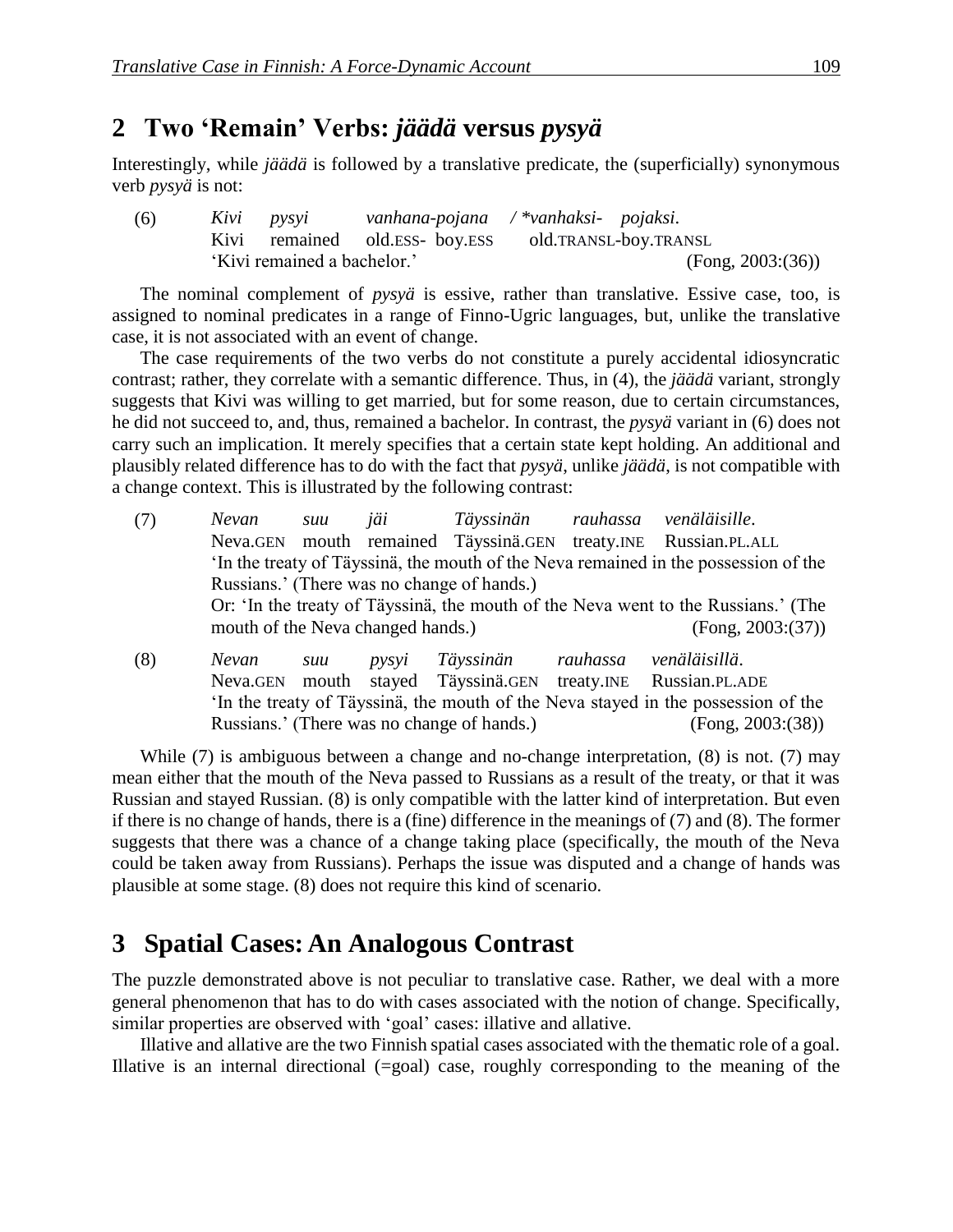## 2 Two 'Remain' Verbs: *jäädä* versus *pysyä*

Interestingly, while *jäädä* is followed by a translative predicate, the (superficially) synonymous verb *pysyä* is not:

(6) *Kivi pysyi vanhana-pojana / \*vanhaksi- pojaksi.*
Kivi remained old.ESS- boy.ESS old.TRANSL-boy.TRANSL
'Kivi remained a bachelor.' (Fong, 2003:(36))

The nominal complement of *pysyä* is essive, rather than translative. Essive case, too, is assigned to nominal predicates in a range of Finno-Ugric languages, but, unlike the translative case, it is not associated with an event of change.

The case requirements of the two verbs do not constitute a purely accidental idiosyncratic contrast; rather, they correlate with a semantic difference. Thus, in (4), the *jäädä* variant, strongly suggests that Kivi was willing to get married, but for some reason, due to certain circumstances, he did not succeed to, and, thus, remained a bachelor. In contrast, the *pysyä* variant in (6) does not carry such an implication. It merely specifies that a certain state kept holding. An additional and plausibly related difference has to do with the fact that *pysyä*, unlike *jäädä*, is not compatible with a change context. This is illustrated by the following contrast:

(7) *Nevan suu jäi Täyssinän rauhassa venäläisille.*
Neva.GEN mouth remained Täyssinä.GEN treaty.INE Russian.PL.ALL
'In the treaty of Täyssinä, the mouth of the Neva remained in the possession of the Russians.' (There was no change of hands.)
Or: 'In the treaty of Täyssinä, the mouth of the Neva went to the Russians.' (The mouth of the Neva changed hands.) (Fong, 2003:(37))

(8) *Nevan suu pysyi Täyssinän rauhassa venäläisillä.*
Neva.GEN mouth stayed Täyssinä.GEN treaty.INE Russian.PL.ADE
'In the treaty of Täyssinä, the mouth of the Neva stayed in the possession of the Russians.' (There was no change of hands.) (Fong, 2003:(38))

While (7) is ambiguous between a change and no-change interpretation, (8) is not. (7) may mean either that the mouth of the Neva passed to Russians as a result of the treaty, or that it was Russian and stayed Russian. (8) is only compatible with the latter kind of interpretation. But even if there is no change of hands, there is a (fine) difference in the meanings of (7) and (8). The former suggests that there was a chance of a change taking place (specifically, the mouth of the Neva could be taken away from Russians). Perhaps the issue was disputed and a change of hands was plausible at some stage. (8) does not require this kind of scenario.

## 3 Spatial Cases: An Analogous Contrast

The puzzle demonstrated above is not peculiar to translative case. Rather, we deal with a more general phenomenon that has to do with cases associated with the notion of change. Specifically, similar properties are observed with 'goal' cases: illative and allative.

Illative and allative are the two Finnish spatial cases associated with the thematic role of a goal. Illative is an internal directional (=goal) case, roughly corresponding to the meaning of the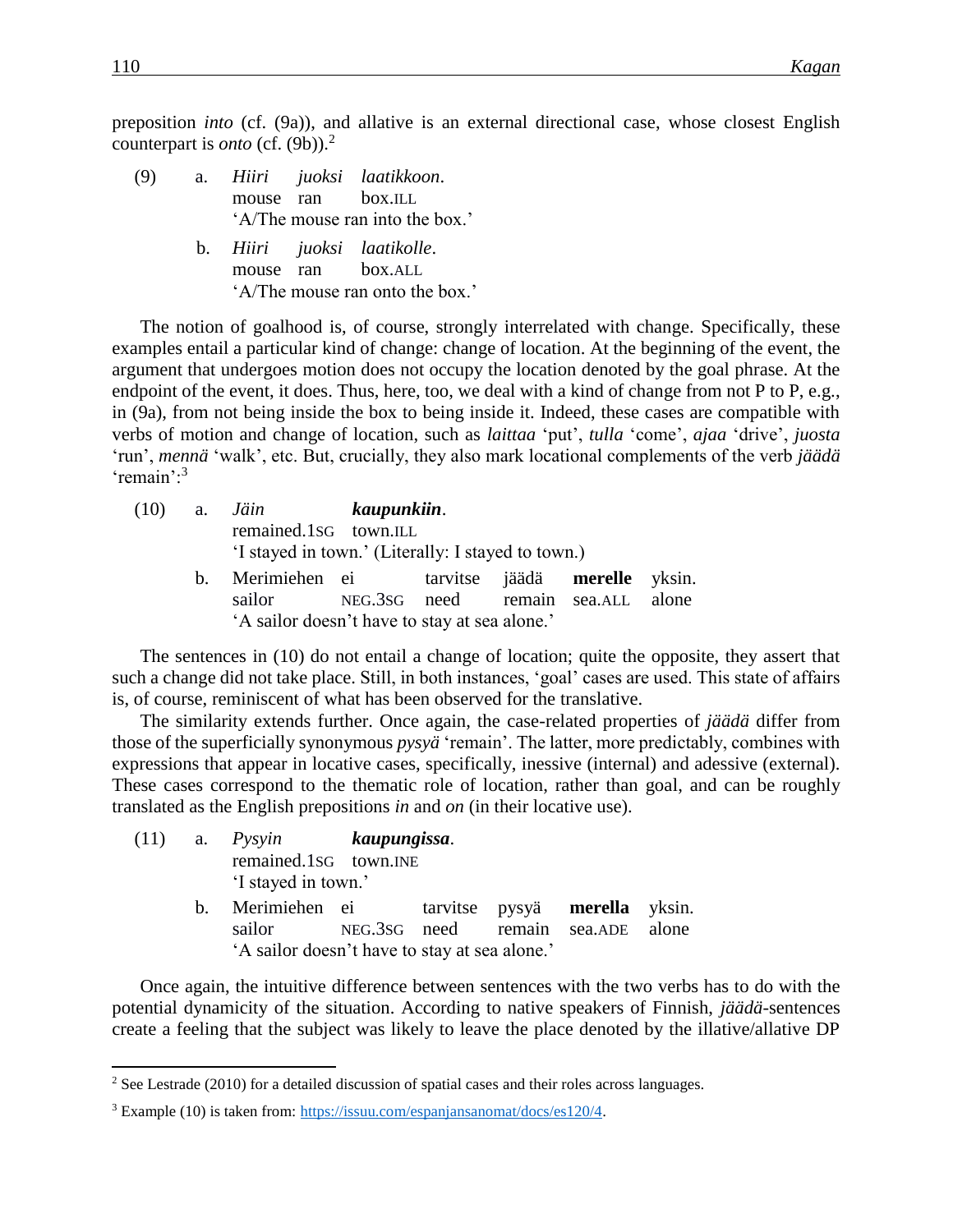preposition *into* (cf. (9a)), and allative is an external directional case, whose closest English counterpart is *onto* (cf. (9b)).[2]

(9) a. *Hiiri juoksi laatikkoon*.
   mouse ran box.ILL
   'A/The mouse ran into the box.'

 b. *Hiiri juoksi laatikolle*.
   mouse ran box.ALL
   'A/The mouse ran onto the box.'

The notion of goalhood is, of course, strongly interrelated with change. Specifically, these examples entail a particular kind of change: change of location. At the beginning of the event, the argument that undergoes motion does not occupy the location denoted by the goal phrase. At the endpoint of the event, it does. Thus, here, too, we deal with a kind of change from not P to P, e.g., in (9a), from not being inside the box to being inside it. Indeed, these cases are compatible with verbs of motion and change of location, such as *laittaa* 'put', *tulla* 'come', *ajaa* 'drive', *juosta* 'run', *mennä* 'walk', etc. But, crucially, they also mark locational complements of the verb *jäädä* 'remain':[3]

(10) a. *Jäin* ***kaupunkiin***.
   remained.1SG town.ILL
   'I stayed in town.' (Literally: I stayed to town.)

 b. Merimiehen ei tarvitse jäädä **merelle** yksin.
   sailor NEG.3SG need remain sea.ALL alone
   'A sailor doesn't have to stay at sea alone.'

The sentences in (10) do not entail a change of location; quite the opposite, they assert that such a change did not take place. Still, in both instances, 'goal' cases are used. This state of affairs is, of course, reminiscent of what has been observed for the translative.

The similarity extends further. Once again, the case-related properties of *jäädä* differ from those of the superficially synonymous *pysyä* 'remain'. The latter, more predictably, combines with expressions that appear in locative cases, specifically, inessive (internal) and adessive (external). These cases correspond to the thematic role of location, rather than goal, and can be roughly translated as the English prepositions *in* and *on* (in their locative use).

(11) a. *Pysyin* ***kaupungissa***.
   remained.1SG town.INE
   'I stayed in town.'

 b. Merimiehen ei tarvitse pysyä **merella** yksin.
   sailor NEG.3SG need remain sea.ADE alone
   'A sailor doesn't have to stay at sea alone.'

Once again, the intuitive difference between sentences with the two verbs has to do with the potential dynamicity of the situation. According to native speakers of Finnish, *jäädä*-sentences create a feeling that the subject was likely to leave the place denoted by the illative/allative DP

---

[2] See Lestrade (2010) for a detailed discussion of spatial cases and their roles across languages.

[3] Example (10) is taken from: https://issuu.com/espanjansanomat/docs/es120/4.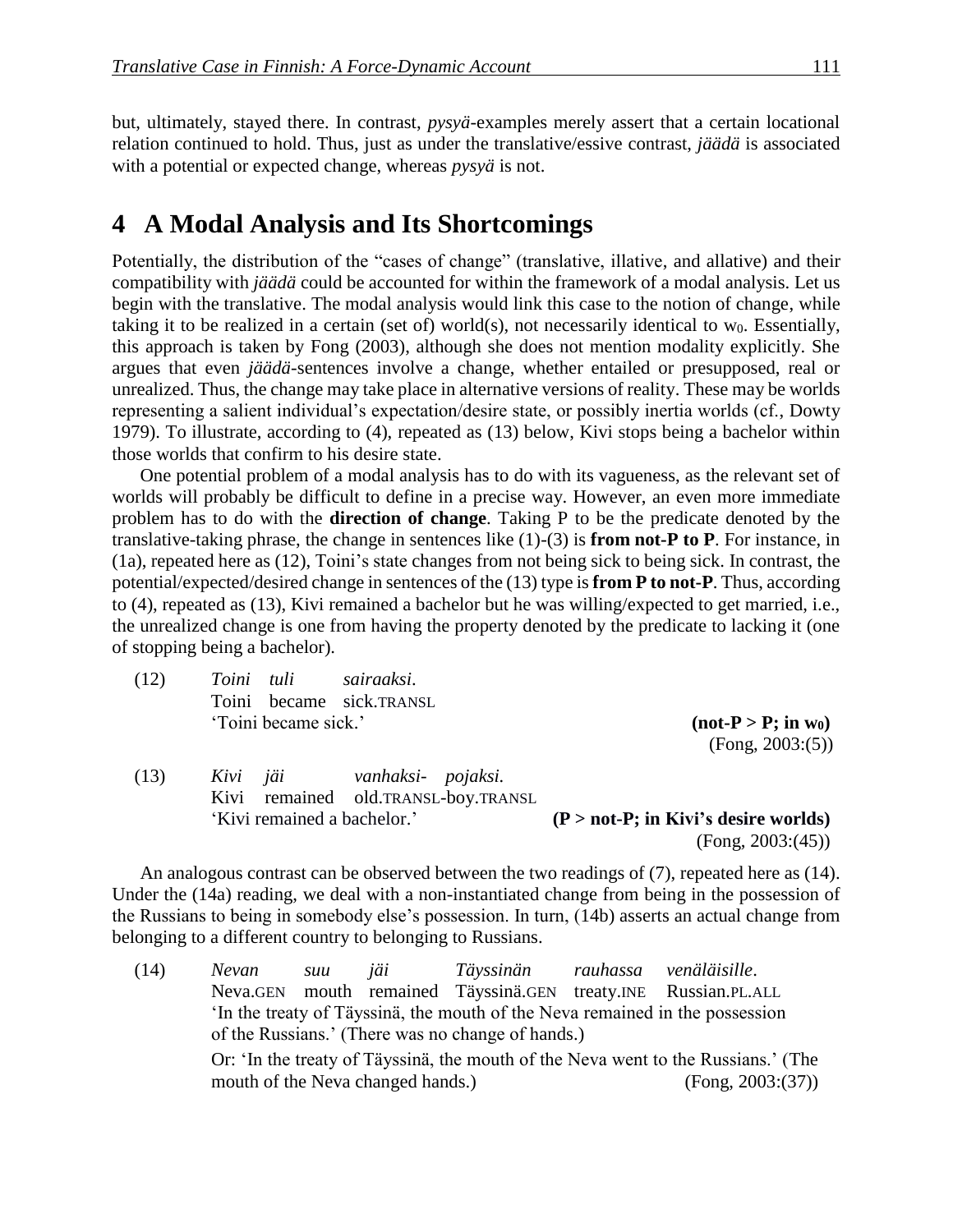but, ultimately, stayed there. In contrast, *pysyä*-examples merely assert that a certain locational relation continued to hold. Thus, just as under the translative/essive contrast, *jäädä* is associated with a potential or expected change, whereas *pysyä* is not.

# 4 A Modal Analysis and Its Shortcomings

Potentially, the distribution of the "cases of change" (translative, illative, and allative) and their compatibility with *jäädä* could be accounted for within the framework of a modal analysis. Let us begin with the translative. The modal analysis would link this case to the notion of change, while taking it to be realized in a certain (set of) world(s), not necessarily identical to $w_0$. Essentially, this approach is taken by Fong (2003), although she does not mention modality explicitly. She argues that even *jäädä*-sentences involve a change, whether entailed or presupposed, real or unrealized. Thus, the change may take place in alternative versions of reality. These may be worlds representing a salient individual's expectation/desire state, or possibly inertia worlds (cf., Dowty 1979). To illustrate, according to (4), repeated as (13) below, Kivi stops being a bachelor within those worlds that confirm to his desire state.

One potential problem of a modal analysis has to do with its vagueness, as the relevant set of worlds will probably be difficult to define in a precise way. However, an even more immediate problem has to do with the **direction of change**. Taking P to be the predicate denoted by the translative-taking phrase, the change in sentences like (1)-(3) is **from not-P to P**. For instance, in (1a), repeated here as (12), Toini's state changes from not being sick to being sick. In contrast, the potential/expected/desired change in sentences of the (13) type is **from P to not-P**. Thus, according to (4), repeated as (13), Kivi remained a bachelor but he was willing/expected to get married, i.e., the unrealized change is one from having the property denoted by the predicate to lacking it (one of stopping being a bachelor).

(12) *Toini tuli sairaaksi.*
Toini became sick.TRANSL
'Toini became sick.' **(not-P > P; in $w_0$)**
(Fong, 2003:(5))

(13) *Kivi jäi vanhaksi- pojaksi.*
Kivi remained old.TRANSL-boy.TRANSL
'Kivi remained a bachelor.' **(P > not-P; in Kivi's desire worlds)**
(Fong, 2003:(45))

An analogous contrast can be observed between the two readings of (7), repeated here as (14). Under the (14a) reading, we deal with a non-instantiated change from being in the possession of the Russians to being in somebody else's possession. In turn, (14b) asserts an actual change from belonging to a different country to belonging to Russians.

(14) *Nevan suu jäi Täyssinän rauhassa venäläisille.*
Neva.GEN mouth remained Täyssinä.GEN treaty.INE Russian.PL.ALL
'In the treaty of Täyssinä, the mouth of the Neva remained in the possession of the Russians.' (There was no change of hands.)
Or: 'In the treaty of Täyssinä, the mouth of the Neva went to the Russians.' (The mouth of the Neva changed hands.) (Fong, 2003:(37))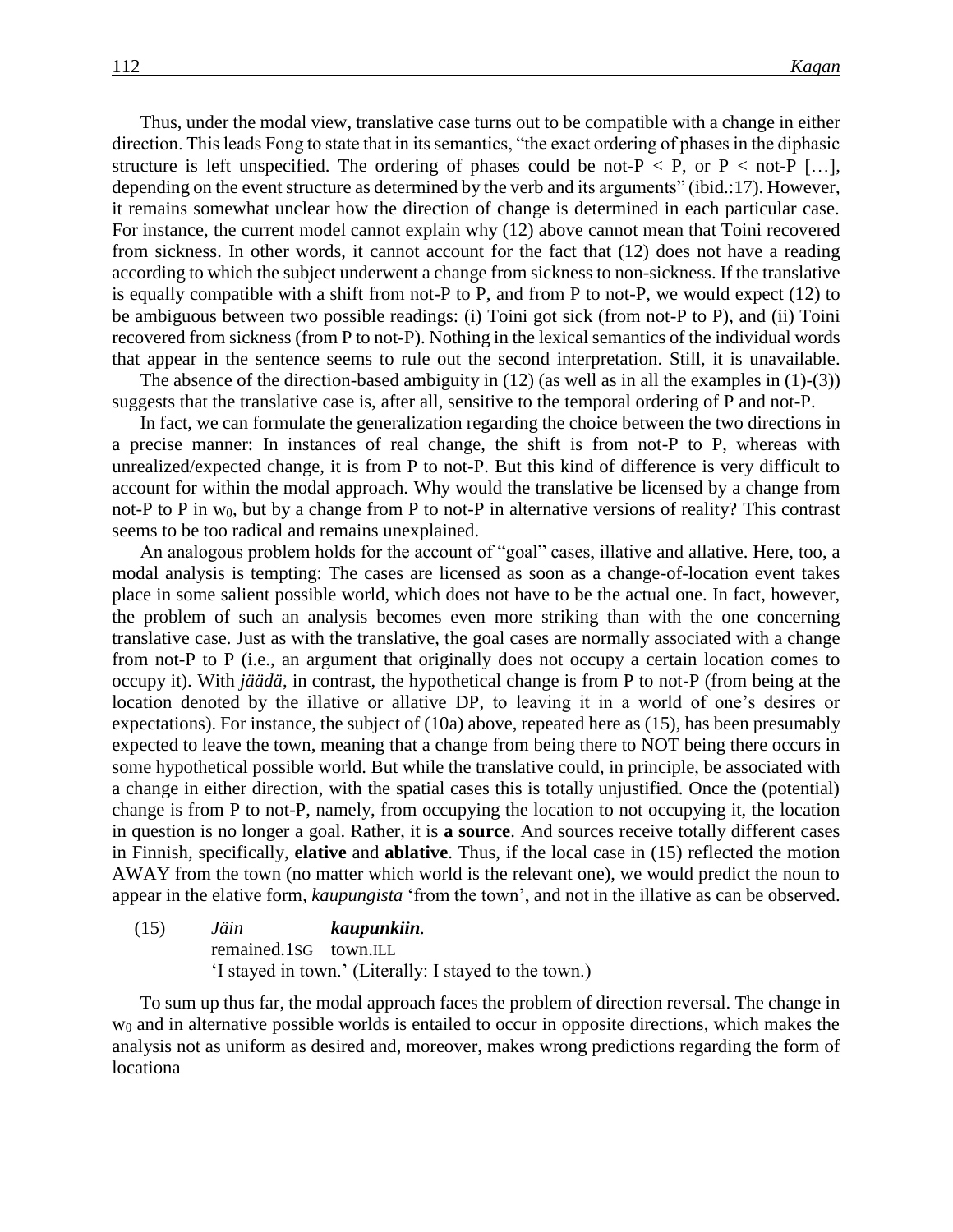Thus, under the modal view, translative case turns out to be compatible with a change in either direction. This leads Fong to state that in its semantics, "the exact ordering of phases in the diphasic structure is left unspecified. The ordering of phases could be not-P < P, or P < not-P […], depending on the event structure as determined by the verb and its arguments" (ibid.:17). However, it remains somewhat unclear how the direction of change is determined in each particular case. For instance, the current model cannot explain why (12) above cannot mean that Toini recovered from sickness. In other words, it cannot account for the fact that (12) does not have a reading according to which the subject underwent a change from sickness to non-sickness. If the translative is equally compatible with a shift from not-P to P, and from P to not-P, we would expect (12) to be ambiguous between two possible readings: (i) Toini got sick (from not-P to P), and (ii) Toini recovered from sickness (from P to not-P). Nothing in the lexical semantics of the individual words that appear in the sentence seems to rule out the second interpretation. Still, it is unavailable.

The absence of the direction-based ambiguity in (12) (as well as in all the examples in (1)-(3)) suggests that the translative case is, after all, sensitive to the temporal ordering of P and not-P.

In fact, we can formulate the generalization regarding the choice between the two directions in a precise manner: In instances of real change, the shift is from not-P to P, whereas with unrealized/expected change, it is from P to not-P. But this kind of difference is very difficult to account for within the modal approach. Why would the translative be licensed by a change from not-P to P in $w_0$, but by a change from P to not-P in alternative versions of reality? This contrast seems to be too radical and remains unexplained.

An analogous problem holds for the account of "goal" cases, illative and allative. Here, too, a modal analysis is tempting: The cases are licensed as soon as a change-of-location event takes place in some salient possible world, which does not have to be the actual one. In fact, however, the problem of such an analysis becomes even more striking than with the one concerning translative case. Just as with the translative, the goal cases are normally associated with a change from not-P to P (i.e., an argument that originally does not occupy a certain location comes to occupy it). With *jäädä*, in contrast, the hypothetical change is from P to not-P (from being at the location denoted by the illative or allative DP, to leaving it in a world of one's desires or expectations). For instance, the subject of (10a) above, repeated here as (15), has been presumably expected to leave the town, meaning that a change from being there to NOT being there occurs in some hypothetical possible world. But while the translative could, in principle, be associated with a change in either direction, with the spatial cases this is totally unjustified. Once the (potential) change is from P to not-P, namely, from occupying the location to not occupying it, the location in question is no longer a goal. Rather, it is **a source**. And sources receive totally different cases in Finnish, specifically, **elative** and **ablative**. Thus, if the local case in (15) reflected the motion AWAY from the town (no matter which world is the relevant one), we would predict the noun to appear in the elative form, *kaupungista* 'from the town', and not in the illative as can be observed.

(15) *Jäin* ***kaupunkiin***.
remained.1SG town.ILL
'I stayed in town.' (Literally: I stayed to the town.)

To sum up thus far, the modal approach faces the problem of direction reversal. The change in $w_0$ and in alternative possible worlds is entailed to occur in opposite directions, which makes the analysis not as uniform as desired and, moreover, makes wrong predictions regarding the form of locationa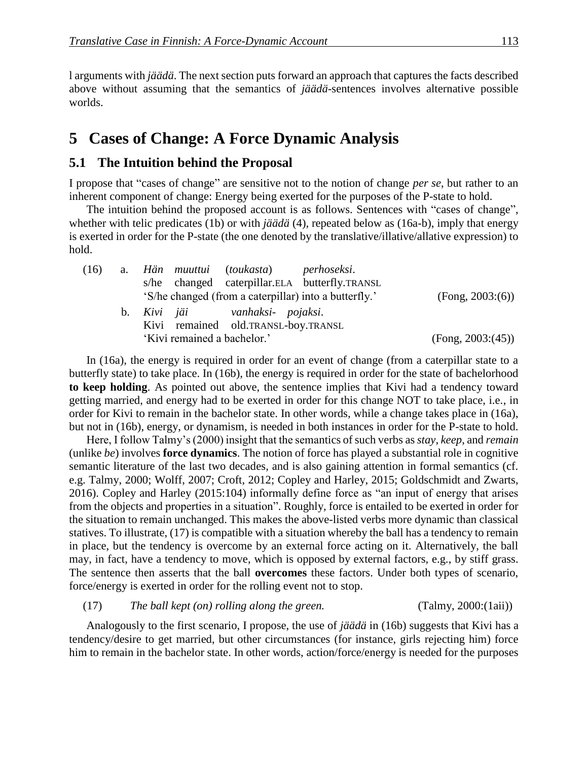l arguments with *jäädä*. The next section puts forward an approach that captures the facts described above without assuming that the semantics of *jäädä*-sentences involves alternative possible worlds.

# 5 Cases of Change: A Force Dynamic Analysis

## 5.1 The Intuition behind the Proposal

I propose that "cases of change" are sensitive not to the notion of change *per se*, but rather to an inherent component of change: Energy being exerted for the purposes of the P-state to hold.

The intuition behind the proposed account is as follows. Sentences with "cases of change", whether with telic predicates (1b) or with *jäädä* (4), repeated below as (16a-b), imply that energy is exerted in order for the P-state (the one denoted by the translative/illative/allative expression) to hold.

(16) a. *Hän muuttui (toukasta) perhoseksi*.
s/he changed caterpillar.ELA butterfly.TRANSL
'S/he changed (from a caterpillar) into a butterfly.' (Fong, 2003:(6))

b. *Kivi jäi vanhaksi- pojaksi*.
Kivi remained old.TRANSL-boy.TRANSL
'Kivi remained a bachelor.' (Fong, 2003:(45))

In (16a), the energy is required in order for an event of change (from a caterpillar state to a butterfly state) to take place. In (16b), the energy is required in order for the state of bachelorhood **to keep holding**. As pointed out above, the sentence implies that Kivi had a tendency toward getting married, and energy had to be exerted in order for this change NOT to take place, i.e., in order for Kivi to remain in the bachelor state. In other words, while a change takes place in (16a), but not in (16b), energy, or dynamism, is needed in both instances in order for the P-state to hold.

Here, I follow Talmy's (2000) insight that the semantics of such verbs as *stay*, *keep*, and *remain* (unlike *be*) involves **force dynamics**. The notion of force has played a substantial role in cognitive semantic literature of the last two decades, and is also gaining attention in formal semantics (cf. e.g. Talmy, 2000; Wolff, 2007; Croft, 2012; Copley and Harley, 2015; Goldschmidt and Zwarts, 2016). Copley and Harley (2015:104) informally define force as "an input of energy that arises from the objects and properties in a situation". Roughly, force is entailed to be exerted in order for the situation to remain unchanged. This makes the above-listed verbs more dynamic than classical statives. To illustrate, (17) is compatible with a situation whereby the ball has a tendency to remain in place, but the tendency is overcome by an external force acting on it. Alternatively, the ball may, in fact, have a tendency to move, which is opposed by external factors, e.g., by stiff grass. The sentence then asserts that the ball **overcomes** these factors. Under both types of scenario, force/energy is exerted in order for the rolling event not to stop.

(17) *The ball kept (on) rolling along the green.* (Talmy, 2000:(1aii))

Analogously to the first scenario, I propose, the use of *jäädä* in (16b) suggests that Kivi has a tendency/desire to get married, but other circumstances (for instance, girls rejecting him) force him to remain in the bachelor state. In other words, action/force/energy is needed for the purposes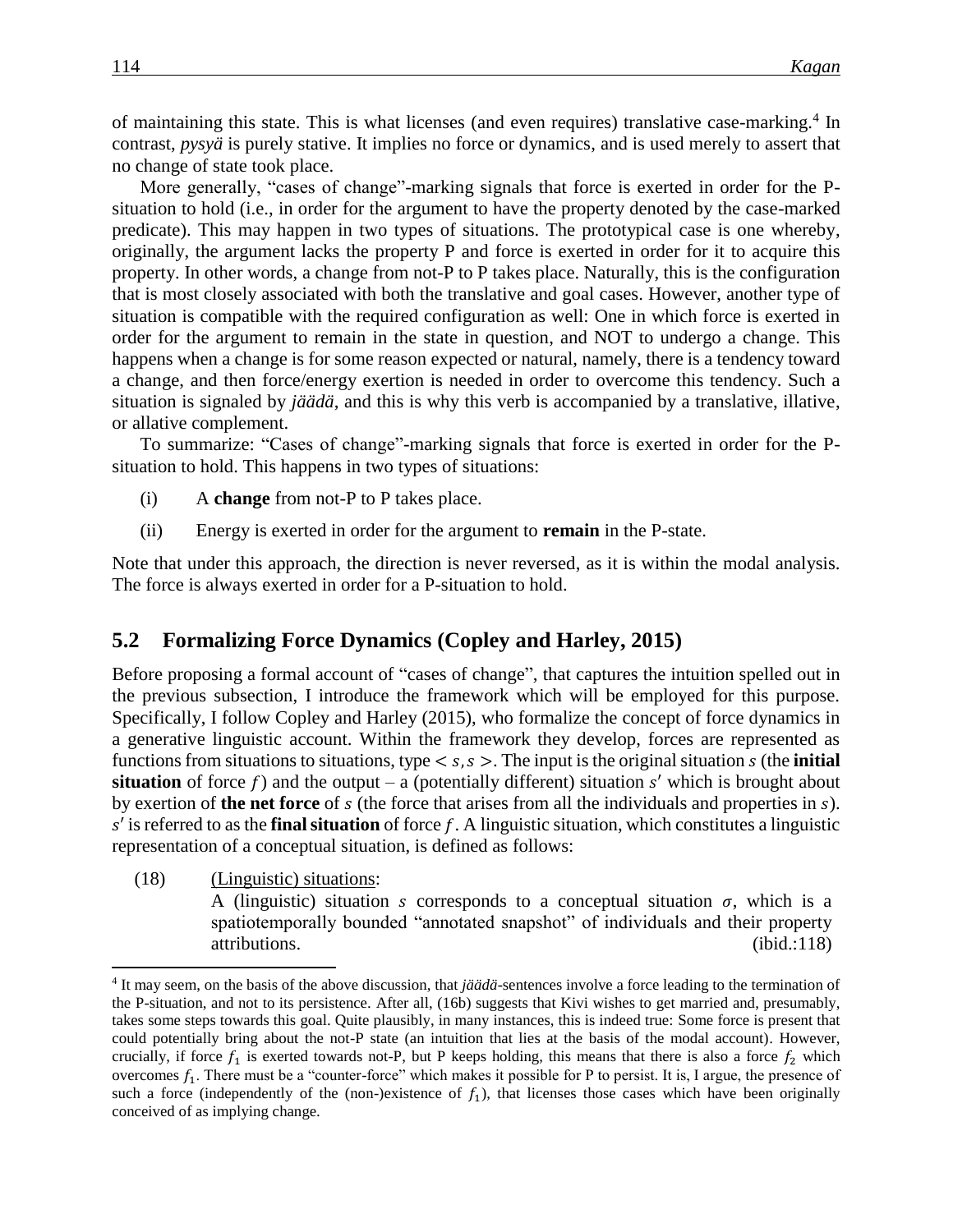of maintaining this state. This is what licenses (and even requires) translative case-marking.[4] In contrast, *pysyä* is purely stative. It implies no force or dynamics, and is used merely to assert that no change of state took place.

More generally, "cases of change"-marking signals that force is exerted in order for the P-situation to hold (i.e., in order for the argument to have the property denoted by the case-marked predicate). This may happen in two types of situations. The prototypical case is one whereby, originally, the argument lacks the property P and force is exerted in order for it to acquire this property. In other words, a change from not-P to P takes place. Naturally, this is the configuration that is most closely associated with both the translative and goal cases. However, another type of situation is compatible with the required configuration as well: One in which force is exerted in order for the argument to remain in the state in question, and NOT to undergo a change. This happens when a change is for some reason expected or natural, namely, there is a tendency toward a change, and then force/energy exertion is needed in order to overcome this tendency. Such a situation is signaled by *jäädä*, and this is why this verb is accompanied by a translative, illative, or allative complement.

To summarize: "Cases of change"-marking signals that force is exerted in order for the P-situation to hold. This happens in two types of situations:

(i) A **change** from not-P to P takes place.

(ii) Energy is exerted in order for the argument to **remain** in the P-state.

Note that under this approach, the direction is never reversed, as it is within the modal analysis. The force is always exerted in order for a P-situation to hold.

## 5.2 Formalizing Force Dynamics (Copley and Harley, 2015)

Before proposing a formal account of "cases of change", that captures the intuition spelled out in the previous subsection, I introduce the framework which will be employed for this purpose. Specifically, I follow Copley and Harley (2015), who formalize the concept of force dynamics in a generative linguistic account. Within the framework they develop, forces are represented as functions from situations to situations, type $< s, s >$. The input is the original situation $s$ (the **initial situation** of force $f$) and the output – a (potentially different) situation $s'$ which is brought about by exertion of **the net force** of $s$ (the force that arises from all the individuals and properties in $s$). $s'$ is referred to as the **final situation** of force $f$. A linguistic situation, which constitutes a linguistic representation of a conceptual situation, is defined as follows:

(18) <u>(Linguistic) situations</u>:
A (linguistic) situation $s$ corresponds to a conceptual situation $\sigma$, which is a spatiotemporally bounded "annotated snapshot" of individuals and their property attributions. (ibid.:118)

[4] It may seem, on the basis of the above discussion, that *jäädä*-sentences involve a force leading to the termination of the P-situation, and not to its persistence. After all, (16b) suggests that Kivi wishes to get married and, presumably, takes some steps towards this goal. Quite plausibly, in many instances, this is indeed true: Some force is present that could potentially bring about the not-P state (an intuition that lies at the basis of the modal account). However, crucially, if force $f_1$ is exerted towards not-P, but P keeps holding, this means that there is also a force $f_2$ which overcomes $f_1$. There must be a "counter-force" which makes it possible for P to persist. It is, I argue, the presence of such a force (independently of the (non-)existence of $f_1$), that licenses those cases which have been originally conceived of as implying change.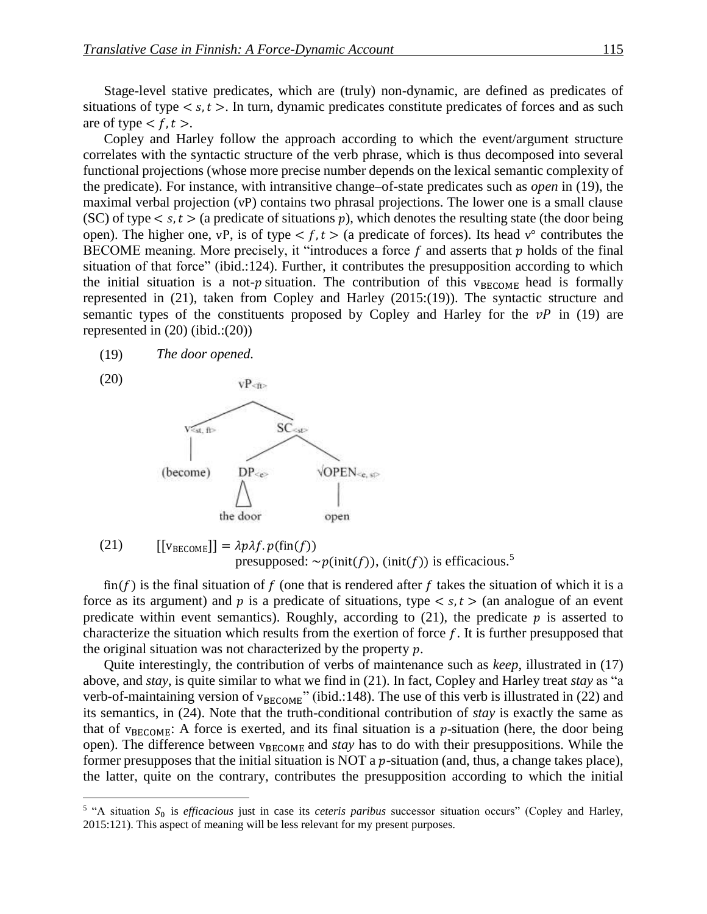Stage-level stative predicates, which are (truly) non-dynamic, are defined as predicates of situations of type $< s, t >$. In turn, dynamic predicates constitute predicates of forces and as such are of type $< f, t >$.

Copley and Harley follow the approach according to which the event/argument structure correlates with the syntactic structure of the verb phrase, which is thus decomposed into several functional projections (whose more precise number depends on the lexical semantic complexity of the predicate). For instance, with intransitive change–of-state predicates such as *open* in (19), the maximal verbal projection (vP) contains two phrasal projections. The lower one is a small clause (SC) of type $< s, t >$ (a predicate of situations $p$), which denotes the resulting state (the door being open). The higher one, vP, is of type $< f, t >$ (a predicate of forces). Its head v° contributes the BECOME meaning. More precisely, it "introduces a force $f$ and asserts that $p$ holds of the final situation of that force" (ibid.:124). Further, it contributes the presupposition according to which the initial situation is a not-$p$ situation. The contribution of this $v_{\text{BECOME}}$ head is formally represented in (21), taken from Copley and Harley (2015:(19)). The syntactic structure and semantic types of the constituents proposed by Copley and Harley for the $vP$ in (19) are represented in (20) (ibid.:(20))

(19) *The door opened.*

(20)

```
                 vP<ft>
               /        \
        v<st, ft>        SC<st>
           |            /      \
       (become)     DP<e>     √OPEN<e, st>
                      |            |
                   the door       open
```

(21) $[[\text{v}_{\text{BECOME}}]] = \lambda p \lambda f. p(\text{fin}(f))$
presupposed: $\sim p(\text{init}(f))$, $(\text{init}(f))$ is efficacious.[5]

$\text{fin}(f)$ is the final situation of $f$ (one that is rendered after $f$ takes the situation of which it is a force as its argument) and $p$ is a predicate of situations, type $< s, t >$ (an analogue of an event predicate within event semantics). Roughly, according to (21), the predicate $p$ is asserted to characterize the situation which results from the exertion of force $f$. It is further presupposed that the original situation was not characterized by the property $p$.

Quite interestingly, the contribution of verbs of maintenance such as *keep*, illustrated in (17) above, and *stay*, is quite similar to what we find in (21). In fact, Copley and Harley treat *stay* as "a verb-of-maintaining version of $v_{\text{BECOME}}$" (ibid.:148). The use of this verb is illustrated in (22) and its semantics, in (24). Note that the truth-conditional contribution of *stay* is exactly the same as that of $v_{\text{BECOME}}$: A force is exerted, and its final situation is a $p$-situation (here, the door being open). The difference between $v_{\text{BECOME}}$ and *stay* has to do with their presuppositions. While the former presupposes that the initial situation is NOT a $p$-situation (and, thus, a change takes place), the latter, quite on the contrary, contributes the presupposition according to which the initial

---

[5] "A situation $S_0$ is *efficacious* just in case its *ceteris paribus* successor situation occurs" (Copley and Harley, 2015:121). This aspect of meaning will be less relevant for my present purposes.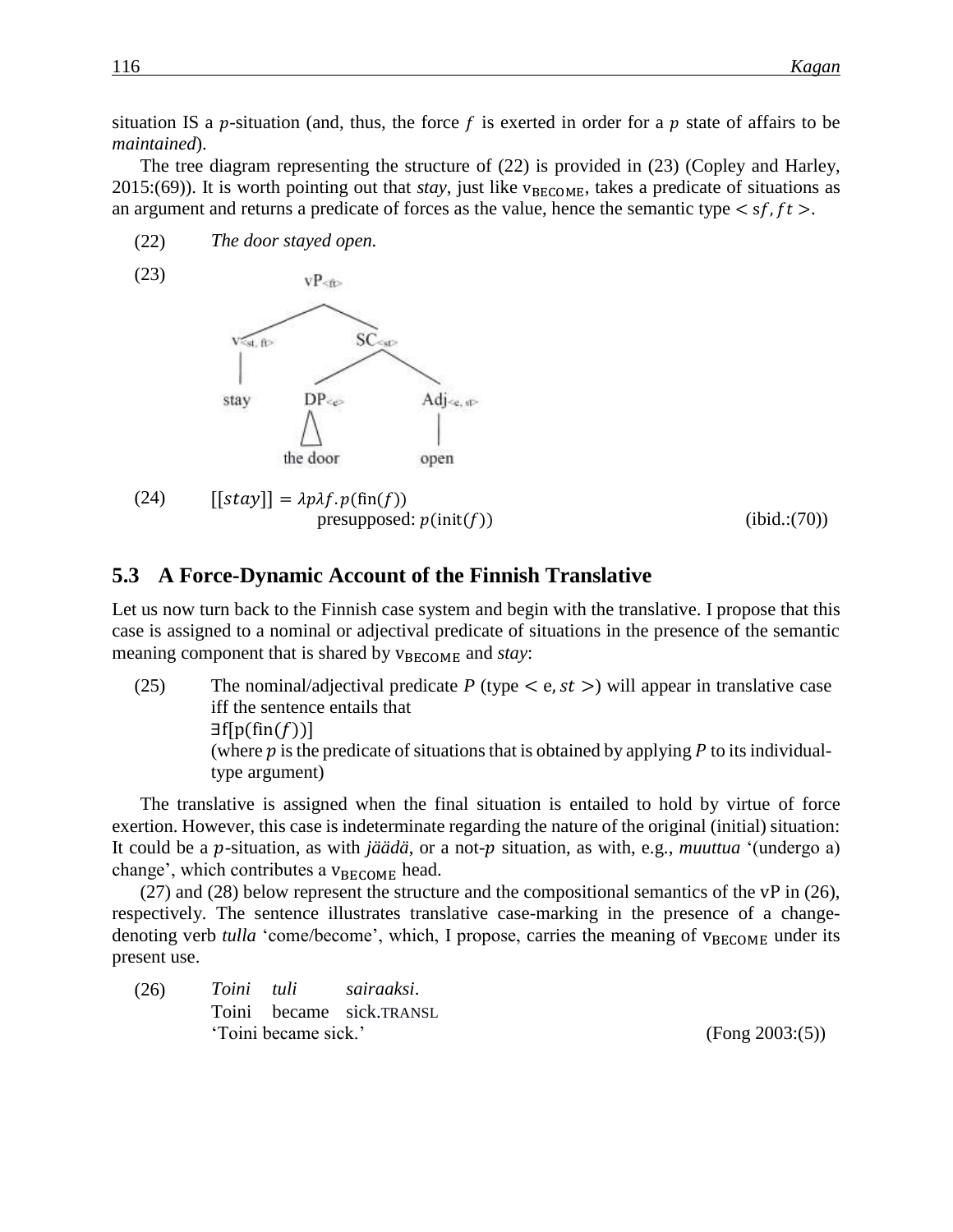situation IS a $p$-situation (and, thus, the force $f$ is exerted in order for a $p$ state of affairs to be *maintained*).

The tree diagram representing the structure of (22) is provided in (23) (Copley and Harley, 2015:(69)). It is worth pointing out that *stay*, just like $v_{\text{BECOME}}$, takes a predicate of situations as an argument and returns a predicate of forces as the value, hence the semantic type $< sf, ft >$.

(22) *The door stayed open.*

(23)

```
              vP<ft>
             /      \
      v<st, ft>     SC<st>
         |         /      \
       stay    DP<e>     Adj<e, st>
                 |           |
              the door     open
```

(24) $[[stay]] = \lambda p \lambda f. p(\text{fin}(f))$
presupposed: $p(\text{init}(f))$ (ibid.:(70))

## 5.3 A Force-Dynamic Account of the Finnish Translative

Let us now turn back to the Finnish case system and begin with the translative. I propose that this case is assigned to a nominal or adjectival predicate of situations in the presence of the semantic meaning component that is shared by $v_{\text{BECOME}}$ and *stay*:

(25) The nominal/adjectival predicate *P* (type $< e, st >$) will appear in translative case iff the sentence entails that
$\exists f[p(\text{fin}(f))]$
(where $p$ is the predicate of situations that is obtained by applying *P* to its individual-type argument)

The translative is assigned when the final situation is entailed to hold by virtue of force exertion. However, this case is indeterminate regarding the nature of the original (initial) situation: It could be a $p$-situation, as with *jäädä*, or a not-$p$ situation, as with, e.g., *muuttua* '(undergo a) change', which contributes a $v_{\text{BECOME}}$ head.

(27) and (28) below represent the structure and the compositional semantics of the vP in (26), respectively. The sentence illustrates translative case-marking in the presence of a change-denoting verb *tulla* 'come/become', which, I propose, carries the meaning of $v_{\text{BECOME}}$ under its present use.

(26) *Toini tuli sairaaksi.*
Toini became sick.TRANSL
'Toini became sick.' (Fong 2003:(5))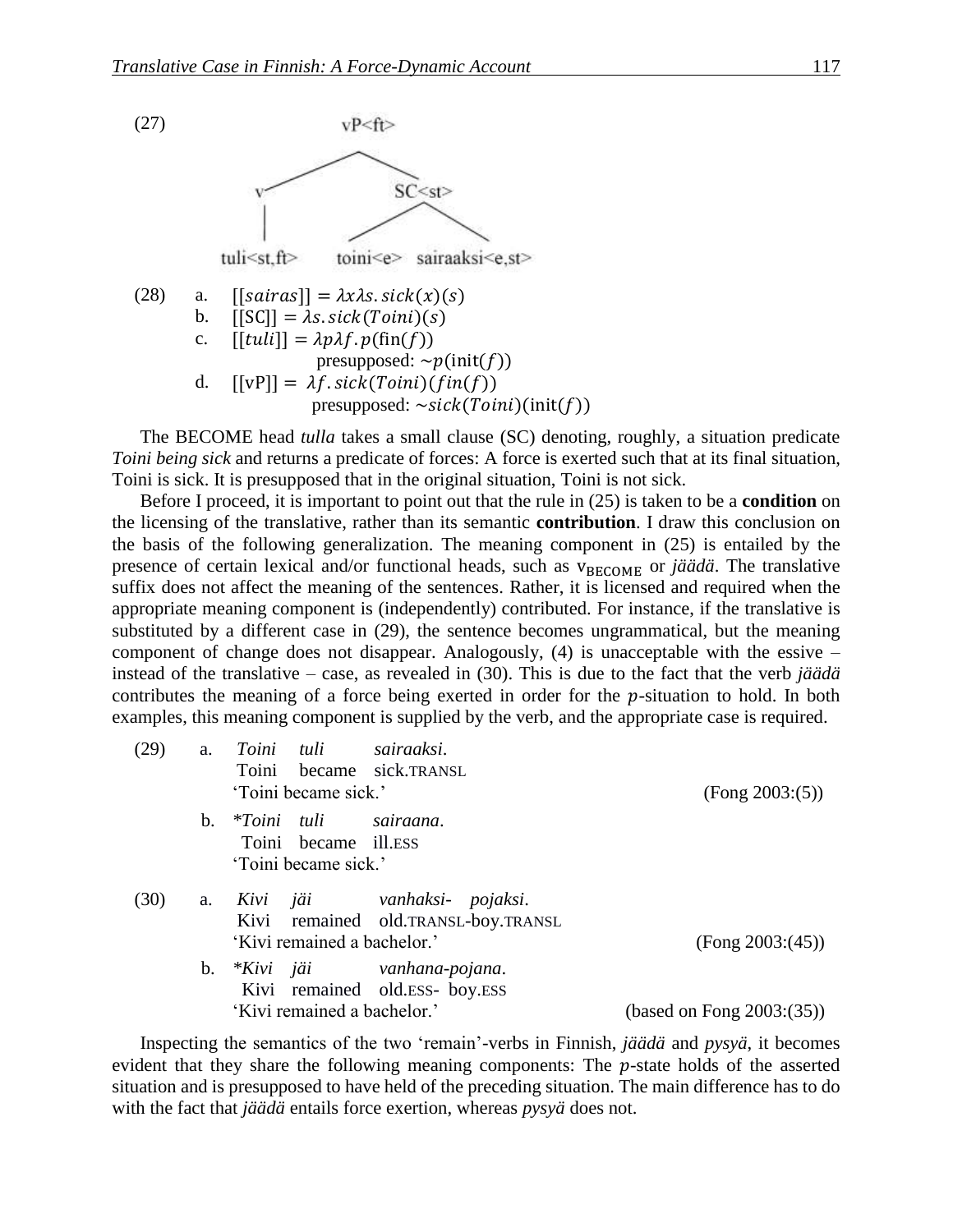(27)

```
                    vP<ft>
                 /         \
               v            SC<st>
               |           /      \
         tuli<st,ft>   toini<e>  sairaaksi<e,st>
```

(28)
a. $[[sairas]] = \lambda x \lambda s.sick(x)(s)$
b. $[[\text{SC}]] = \lambda s.sick(Toini)(s)$
c. $[[tuli]] = \lambda p \lambda f.p(\text{fin}(f))$
   presupposed: $\sim p(\text{init}(f))$
d. $[[\text{vP}]] = \lambda f.sick(Toini)(fin(f))$
   presupposed: $\sim sick(Toini)(\text{init}(f))$

The BECOME head *tulla* takes a small clause (SC) denoting, roughly, a situation predicate *Toini being sick* and returns a predicate of forces: A force is exerted such that at its final situation, Toini is sick. It is presupposed that in the original situation, Toini is not sick.

Before I proceed, it is important to point out that the rule in (25) is taken to be a **condition** on the licensing of the translative, rather than its semantic **contribution**. I draw this conclusion on the basis of the following generalization. The meaning component in (25) is entailed by the presence of certain lexical and/or functional heads, such as $\text{v}_{\text{BECOME}}$ or *jäädä*. The translative suffix does not affect the meaning of the sentences. Rather, it is licensed and required when the appropriate meaning component is (independently) contributed. For instance, if the translative is substituted by a different case in (29), the sentence becomes ungrammatical, but the meaning component of change does not disappear. Analogously, (4) is unacceptable with the essive – instead of the translative – case, as revealed in (30). This is due to the fact that the verb *jäädä* contributes the meaning of a force being exerted in order for the $p$-situation to hold. In both examples, this meaning component is supplied by the verb, and the appropriate case is required.

(29)
a. *Toini tuli sairaaksi.*
   Toini became sick.TRANSL
   'Toini became sick.' (Fong 2003:(5))
b. \**Toini tuli sairaana.*
   Toini became ill.ESS
   'Toini became sick.'

(30)
a. *Kivi jäi vanhaksi- pojaksi.*
   Kivi remained old.TRANSL-boy.TRANSL
   'Kivi remained a bachelor.' (Fong 2003:(45))
b. \**Kivi jäi vanhana-pojana.*
   Kivi remained old.ESS- boy.ESS
   'Kivi remained a bachelor.' (based on Fong 2003:(35))

Inspecting the semantics of the two 'remain'-verbs in Finnish, *jäädä* and *pysyä*, it becomes evident that they share the following meaning components: The $p$-state holds of the asserted situation and is presupposed to have held of the preceding situation. The main difference has to do with the fact that *jäädä* entails force exertion, whereas *pysyä* does not.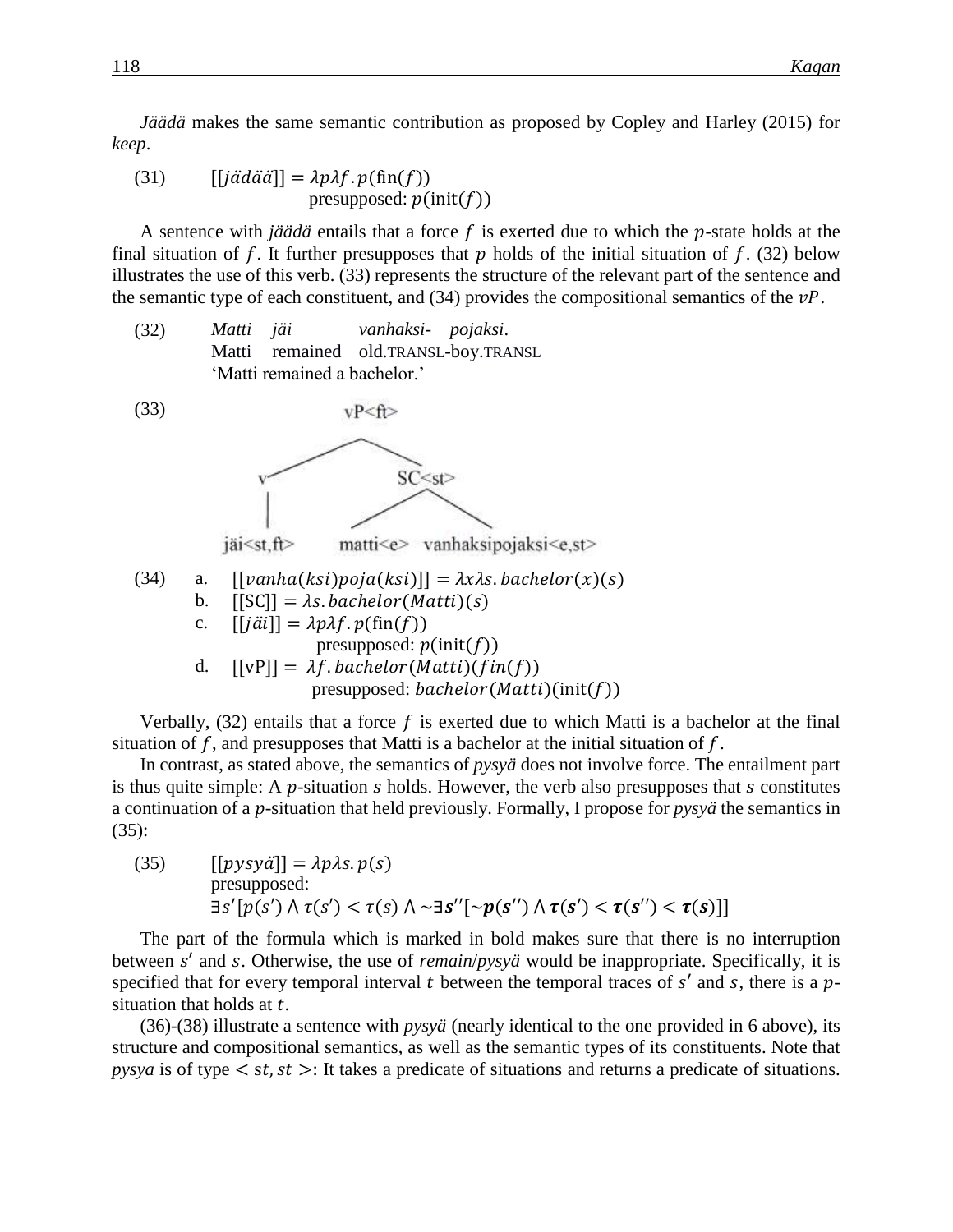*Jäädä* makes the same semantic contribution as proposed by Copley and Harley (2015) for *keep*.

(31) $[[j\ddot{a}\ddot{a}d\ddot{a}]] = \lambda p \lambda f. p(\text{fin}(f))$
presupposed: $p(\text{init}(f))$

A sentence with *jäädä* entails that a force $f$ is exerted due to which the $p$-state holds at the final situation of $f$. It further presupposes that $p$ holds of the initial situation of $f$. (32) below illustrates the use of this verb. (33) represents the structure of the relevant part of the sentence and the semantic type of each constituent, and (34) provides the compositional semantics of the $vP$.

(32) *Matti jäi vanhaksi- pojaksi.*
Matti remained old.TRANSL-boy.TRANSL
'Matti remained a bachelor.'

(33)

```
            vP<ft>
           /      \
          v        SC<st>
          |       /      \
    jäi<st,ft>  matti<e>  vanhaksipojaksi<e,st>
```

(34) a. $[[vanha(ksi)poja(ksi)]] = \lambda x \lambda s. bachelor(x)(s)$
b. $[[\text{SC}]] = \lambda s. bachelor(Matti)(s)$
c. $[[j\ddot{a}i]] = \lambda p \lambda f. p(\text{fin}(f))$
presupposed: $p(\text{init}(f))$
d. $[[\text{vP}]] = \lambda f. bachelor(Matti)(fin(f))$
presupposed: $bachelor(Matti)(\text{init}(f))$

Verbally, (32) entails that a force $f$ is exerted due to which Matti is a bachelor at the final situation of $f$, and presupposes that Matti is a bachelor at the initial situation of $f$.

In contrast, as stated above, the semantics of *pysyä* does not involve force. The entailment part is thus quite simple: A $p$-situation $s$ holds. However, the verb also presupposes that $s$ constitutes a continuation of a $p$-situation that held previously. Formally, I propose for *pysyä* the semantics in (35):

(35) $[[pysy\ddot{a}]] = \lambda p \lambda s. p(s)$
presupposed:
$\exists s'[p(s') \wedge \tau(s') < \tau(s) \wedge \sim\exists \boldsymbol{s''}[\boldsymbol{\sim p(s'') \wedge \tau(s') < \tau(s'') < \tau(s)}]]$

The part of the formula which is marked in bold makes sure that there is no interruption between $s'$ and $s$. Otherwise, the use of *remain*/*pysyä* would be inappropriate. Specifically, it is specified that for every temporal interval $t$ between the temporal traces of $s'$ and $s$, there is a $p$-situation that holds at $t$.

(36)-(38) illustrate a sentence with *pysyä* (nearly identical to the one provided in 6 above), its structure and compositional semantics, as well as the semantic types of its constituents. Note that *pysya* is of type $< st, st >$: It takes a predicate of situations and returns a predicate of situations.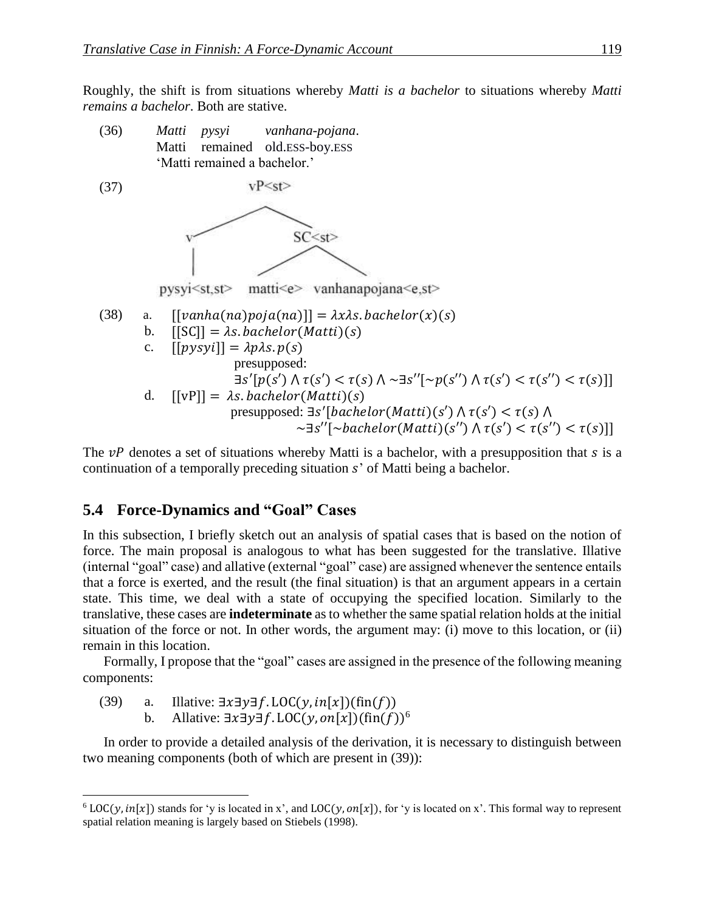Roughly, the shift is from situations whereby *Matti is a bachelor* to situations whereby *Matti remains a bachelor*. Both are stative.

(36) *Matti pysyi vanhana-pojana*.
Matti remained old.ESS-boy.ESS
'Matti remained a bachelor.'

(37)

```
                vP<st>
              /        \
             v          SC<st>
             |         /       \
   pysyi<st,st>   matti<e>   vanhanapojana<e,st>
```

(38) a. $[[vanha(na)poja(na)]] = \lambda x \lambda s.\, bachelor(x)(s)$

b. $[[\text{SC}]] = \lambda s.\, bachelor(Matti)(s)$

c. $[[pysyi]] = \lambda p \lambda s.\, p(s)$
presupposed:
$\exists s'[p(s') \wedge \tau(s') < \tau(s) \wedge \sim\exists s''[\sim p(s'') \wedge \tau(s') < \tau(s'') < \tau(s)]]$

d. $[[\text{vP}]] = \lambda s.\, bachelor(Matti)(s)$
presupposed: $\exists s'[bachelor(Matti)(s') \wedge \tau(s') < \tau(s) \wedge$
$\sim\exists s''[\sim bachelor(Matti)(s'') \wedge \tau(s') < \tau(s'') < \tau(s)]]$

The $vP$ denotes a set of situations whereby Matti is a bachelor, with a presupposition that $s$ is a continuation of a temporally preceding situation $s$' of Matti being a bachelor.

## 5.4 Force-Dynamics and "Goal" Cases

In this subsection, I briefly sketch out an analysis of spatial cases that is based on the notion of force. The main proposal is analogous to what has been suggested for the translative. Illative (internal "goal" case) and allative (external "goal" case) are assigned whenever the sentence entails that a force is exerted, and the result (the final situation) is that an argument appears in a certain state. This time, we deal with a state of occupying the specified location. Similarly to the translative, these cases are **indeterminate** as to whether the same spatial relation holds at the initial situation of the force or not. In other words, the argument may: (i) move to this location, or (ii) remain in this location.

Formally, I propose that the "goal" cases are assigned in the presence of the following meaning components:

(39) a. Illative: $\exists x \exists y \exists f.\, \text{LOC}(y, in[x])(\text{fin}(f))$

b. Allative: $\exists x \exists y \exists f.\, \text{LOC}(y, on[x])(\text{fin}(f))$[6]

In order to provide a detailed analysis of the derivation, it is necessary to distinguish between two meaning components (both of which are present in (39)):

[6] $\text{LOC}(y, in[x])$ stands for 'y is located in x', and $\text{LOC}(y, on[x])$, for 'y is located on x'. This formal way to represent spatial relation meaning is largely based on Stiebels (1998).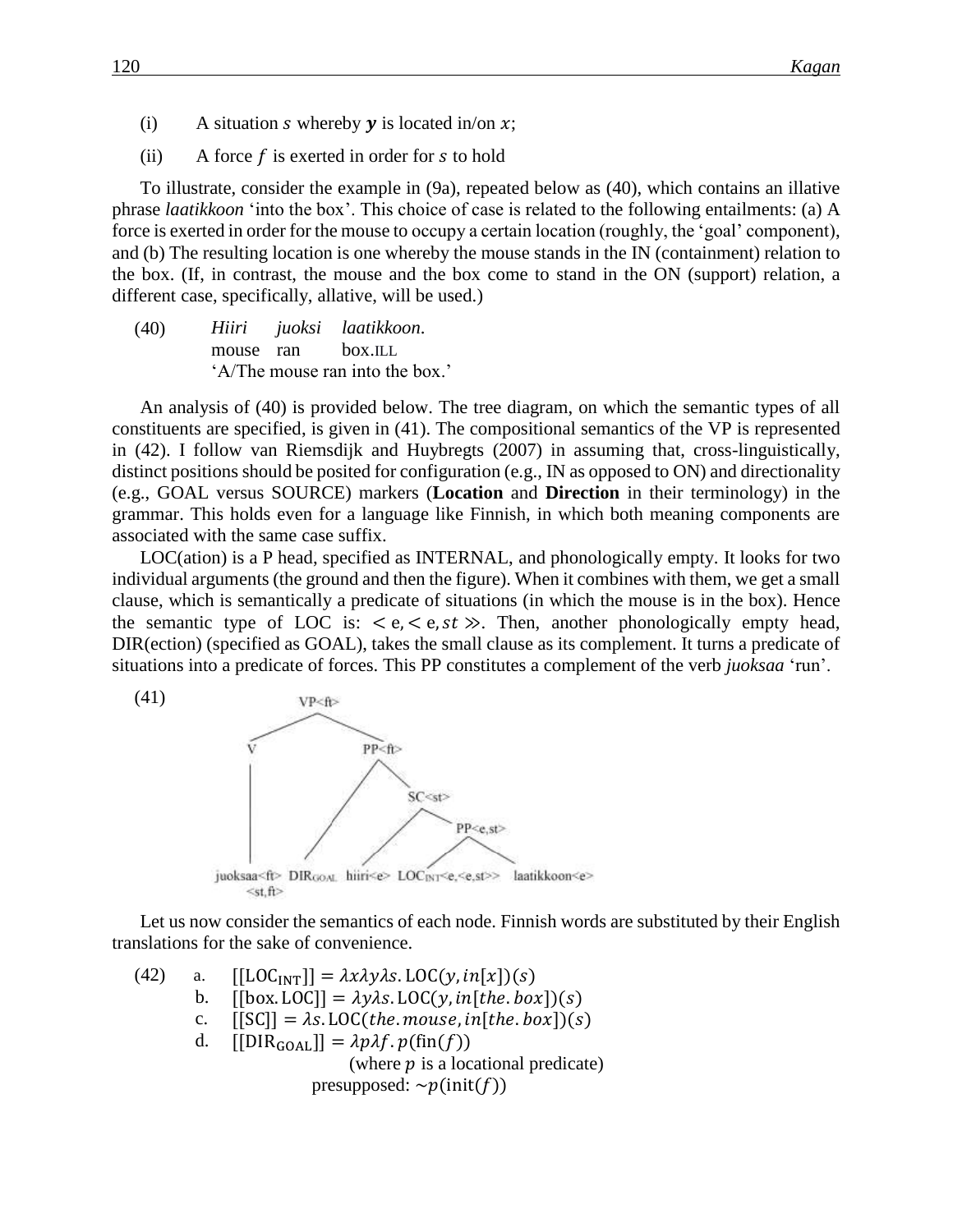(i) A situation $s$ whereby $\boldsymbol{y}$ is located in/on $x$;

(ii) A force $f$ is exerted in order for $s$ to hold

To illustrate, consider the example in (9a), repeated below as (40), which contains an illative phrase *laatikkoon* 'into the box'. This choice of case is related to the following entailments: (a) A force is exerted in order for the mouse to occupy a certain location (roughly, the 'goal' component), and (b) The resulting location is one whereby the mouse stands in the IN (containment) relation to the box. (If, in contrast, the mouse and the box come to stand in the ON (support) relation, a different case, specifically, allative, will be used.)

(40) *Hiiri juoksi laatikkoon.*
mouse ran box.ILL
'A/The mouse ran into the box.'

An analysis of (40) is provided below. The tree diagram, on which the semantic types of all constituents are specified, is given in (41). The compositional semantics of the VP is represented in (42). I follow van Riemsdijk and Huybregts (2007) in assuming that, cross-linguistically, distinct positions should be posited for configuration (e.g., IN as opposed to ON) and directionality (e.g., GOAL versus SOURCE) markers (**Location** and **Direction** in their terminology) in the grammar. This holds even for a language like Finnish, in which both meaning components are associated with the same case suffix.

LOC(ation) is a P head, specified as INTERNAL, and phonologically empty. It looks for two individual arguments (the ground and then the figure). When it combines with them, we get a small clause, which is semantically a predicate of situations (in which the mouse is in the box). Hence the semantic type of LOC is: $<\mathrm{e},<\mathrm{e},st\gg$. Then, another phonologically empty head, DIR(ection) (specified as GOAL), takes the small clause as its complement. It turns a predicate of situations into a predicate of forces. This PP constitutes a complement of the verb *juoksaa* 'run'.

(41)

```
VP<ft>
├── V
│   └── juoksaa<ft> <st,ft>
└── PP<ft>
    ├── DIR_GOAL
    └── SC<st>
        ├── hiiri<e>
        └── PP<e,st>
            ├── LOC_INT<e,<e,st>>
            └── laatikkoon<e>
```

Let us now consider the semantics of each node. Finnish words are substituted by their English translations for the sake of convenience.

(42)
a. $[[\mathrm{LOC_{INT}}]] = \lambda x \lambda y \lambda s.\,\mathrm{LOC}(y, in[x])(s)$
b. $[[\mathrm{box.\,LOC}]] = \lambda y \lambda s.\,\mathrm{LOC}(y, in[the.\,box])(s)$
c. $[[\mathrm{SC}]] = \lambda s.\,\mathrm{LOC}(the.\,mouse, in[the.\,box])(s)$
d. $[[\mathrm{DIR_{GOAL}}]] = \lambda p \lambda f.\,p(\mathrm{fin}(f))$
(where $p$ is a locational predicate)
presupposed: $\sim p(\mathrm{init}(f))$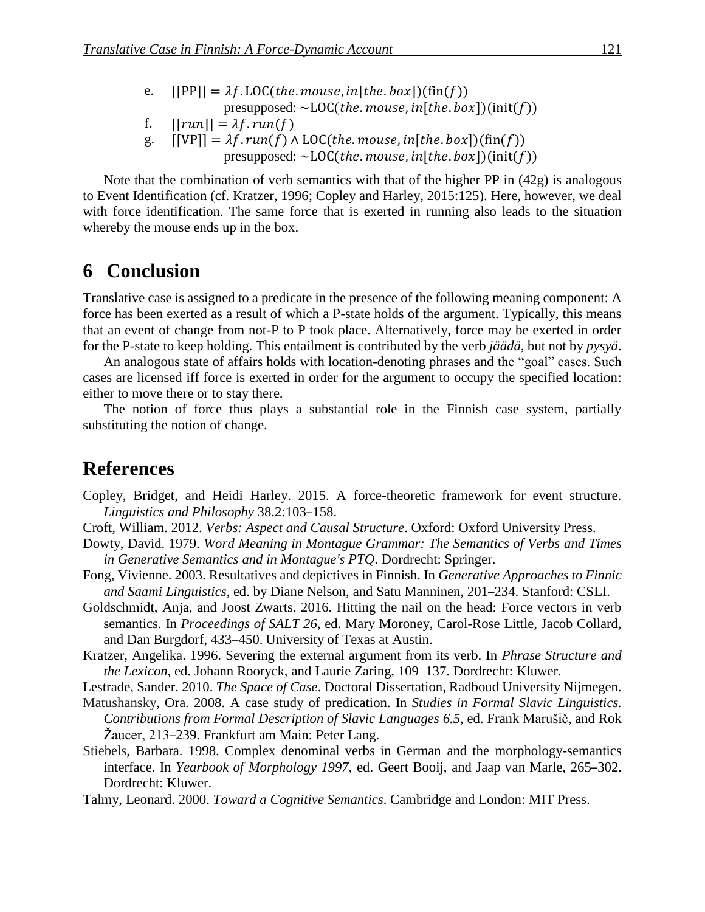e. $[[\text{PP}]] = \lambda f.\text{LOC}(the.mouse, in[the.box])(\text{fin}(f))$
presupposed: $\sim\text{LOC}(the.mouse, in[the.box])(\text{init}(f))$

f. $[[run]] = \lambda f.run(f)$

g. $[[\text{VP}]] = \lambda f.run(f) \wedge \text{LOC}(the.mouse, in[the.box])(\text{fin}(f))$
presupposed: $\sim\text{LOC}(the.mouse, in[the.box])(\text{init}(f))$

Note that the combination of verb semantics with that of the higher PP in (42g) is analogous to Event Identification (cf. Kratzer, 1996; Copley and Harley, 2015:125). Here, however, we deal with force identification. The same force that is exerted in running also leads to the situation whereby the mouse ends up in the box.

# 6 Conclusion

Translative case is assigned to a predicate in the presence of the following meaning component: A force has been exerted as a result of which a P-state holds of the argument. Typically, this means that an event of change from not-P to P took place. Alternatively, force may be exerted in order for the P-state to keep holding. This entailment is contributed by the verb *jäädä*, but not by *pysyä*.

An analogous state of affairs holds with location-denoting phrases and the "goal" cases. Such cases are licensed iff force is exerted in order for the argument to occupy the specified location: either to move there or to stay there.

The notion of force thus plays a substantial role in the Finnish case system, partially substituting the notion of change.

# References

Copley, Bridget, and Heidi Harley. 2015. A force-theoretic framework for event structure. *Linguistics and Philosophy* 38.2:103–158.

Croft, William. 2012. *Verbs: Aspect and Causal Structure*. Oxford: Oxford University Press.

Dowty, David. 1979. *Word Meaning in Montague Grammar: The Semantics of Verbs and Times in Generative Semantics and in Montague's PTQ*. Dordrecht: Springer.

Fong, Vivienne. 2003. Resultatives and depictives in Finnish. In *Generative Approaches to Finnic and Saami Linguistics*, ed. by Diane Nelson, and Satu Manninen, 201–234. Stanford: CSLI.

Goldschmidt, Anja, and Joost Zwarts. 2016. Hitting the nail on the head: Force vectors in verb semantics. In *Proceedings of SALT 26*, ed. Mary Moroney, Carol-Rose Little, Jacob Collard, and Dan Burgdorf, 433–450. University of Texas at Austin.

Kratzer, Angelika. 1996. Severing the external argument from its verb. In *Phrase Structure and the Lexicon*, ed. Johann Rooryck, and Laurie Zaring, 109–137. Dordrecht: Kluwer.

Lestrade, Sander. 2010. *The Space of Case*. Doctoral Dissertation, Radboud University Nijmegen.

Matushansky, Ora. 2008. A case study of predication. In *Studies in Formal Slavic Linguistics. Contributions from Formal Description of Slavic Languages 6.5*, ed. Frank Marušič, and Rok Žaucer, 213–239. Frankfurt am Main: Peter Lang.

Stiebels, Barbara. 1998. Complex denominal verbs in German and the morphology-semantics interface. In *Yearbook of Morphology 1997*, ed. Geert Booij, and Jaap van Marle, 265–302. Dordrecht: Kluwer.

Talmy, Leonard. 2000. *Toward a Cognitive Semantics*. Cambridge and London: MIT Press.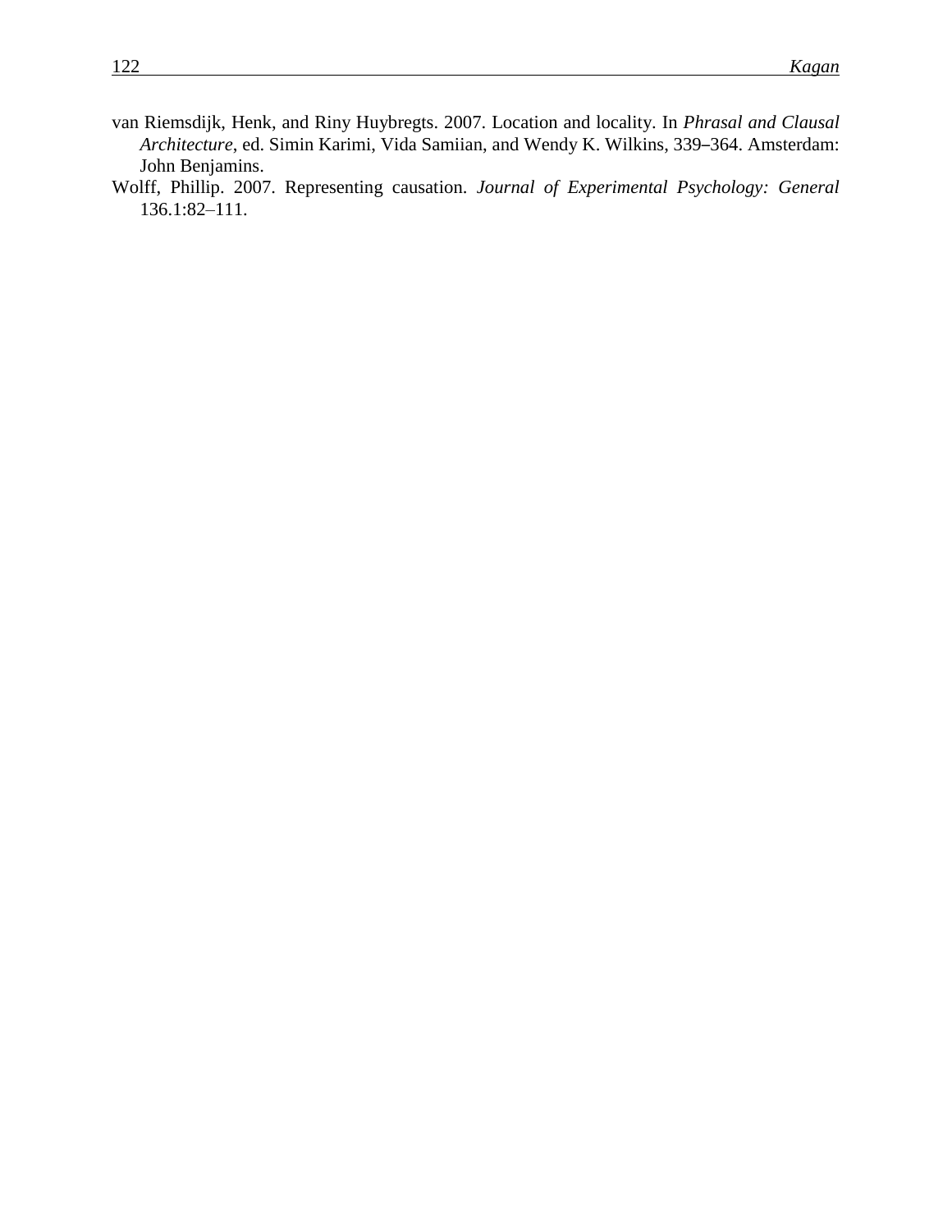van Riemsdijk, Henk, and Riny Huybregts. 2007. Location and locality. In *Phrasal and Clausal Architecture*, ed. Simin Karimi, Vida Samiian, and Wendy K. Wilkins, 339–364. Amsterdam: John Benjamins.

Wolff, Phillip. 2007. Representing causation. *Journal of Experimental Psychology: General* 136.1:82–111.